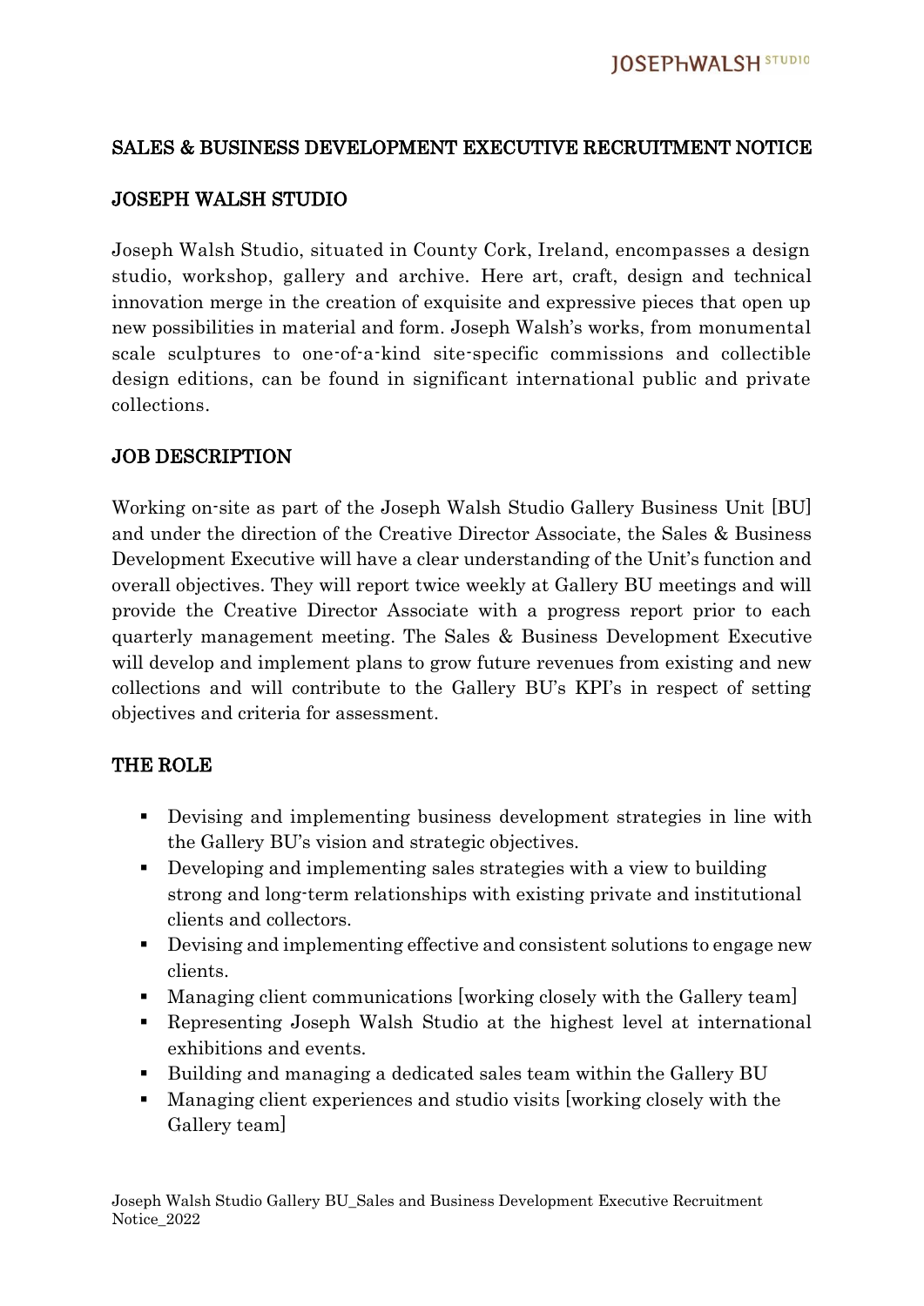# SALES & BUSINESS DEVELOPMENT EXECUTIVE RECRUITMENT NOTICE

## JOSEPH WALSH STUDIO

Joseph Walsh Studio, situated in County Cork, Ireland, encompasses a design studio, workshop, gallery and archive. Here art, craft, design and technical innovation merge in the creation of exquisite and expressive pieces that open up new possibilities in material and form. Joseph Walsh's works, from monumental scale sculptures to one-of-a-kind site-specific commissions and collectible design editions, can be found in significant international public and private collections.

## JOB DESCRIPTION

Working on-site as part of the Joseph Walsh Studio Gallery Business Unit [BU] and under the direction of the Creative Director Associate, the Sales & Business Development Executive will have a clear understanding of the Unit's function and overall objectives. They will report twice weekly at Gallery BU meetings and will provide the Creative Director Associate with a progress report prior to each quarterly management meeting. The Sales & Business Development Executive will develop and implement plans to grow future revenues from existing and new collections and will contribute to the Gallery BU's KPI's in respect of setting objectives and criteria for assessment.

## THE ROLE

- Devising and implementing business development strategies in line with the Gallery BU's vision and strategic objectives.
- Developing and implementing sales strategies with a view to building strong and long-term relationships with existing private and institutional clients and collectors.
- Devising and implementing effective and consistent solutions to engage new clients.
- Managing client communications [working closely with the Gallery team]
- Representing Joseph Walsh Studio at the highest level at international exhibitions and events.
- Building and managing a dedicated sales team within the Gallery BU
- Managing client experiences and studio visits [working closely with the Gallery team]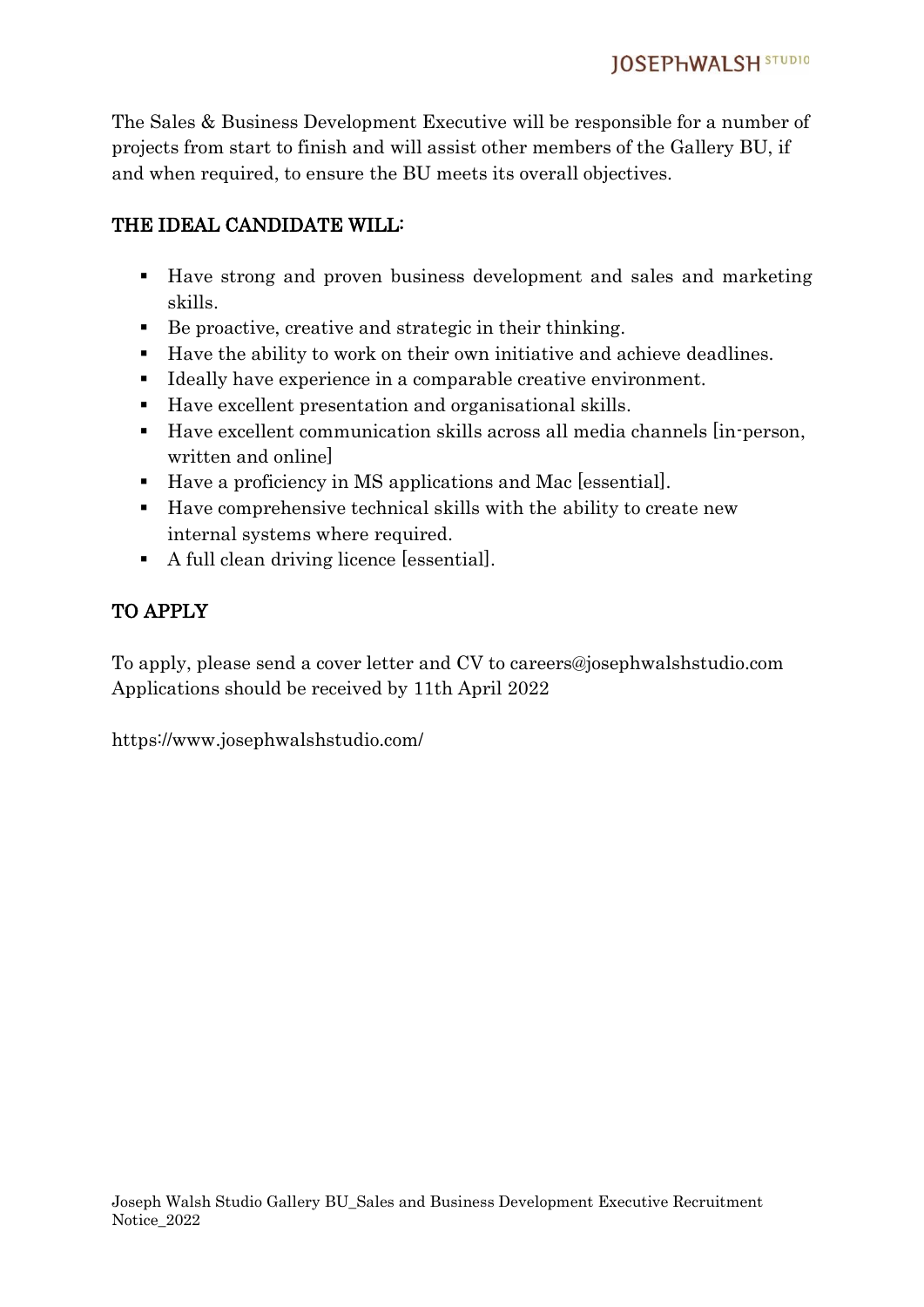The Sales & Business Development Executive will be responsible for a number of projects from start to finish and will assist other members of the Gallery BU, if and when required, to ensure the BU meets its overall objectives.

## THE IDEAL CANDIDATE WILL:

- Have strong and proven business development and sales and marketing skills.
- Be proactive, creative and strategic in their thinking.
- Have the ability to work on their own initiative and achieve deadlines.
- Ideally have experience in a comparable creative environment.
- Have excellent presentation and organisational skills.
- Have excellent communication skills across all media channels [in-person, written and online]
- Have a proficiency in MS applications and Mac [essential].
- Have comprehensive technical skills with the ability to create new internal systems where required.
- A full clean driving licence [essential].

## TO APPLY

To apply, please send a cover letter and CV to careers@josephwalshstudio.com
Applications should be received by 11th April 2022

https://www.josephwalshstudio.com/